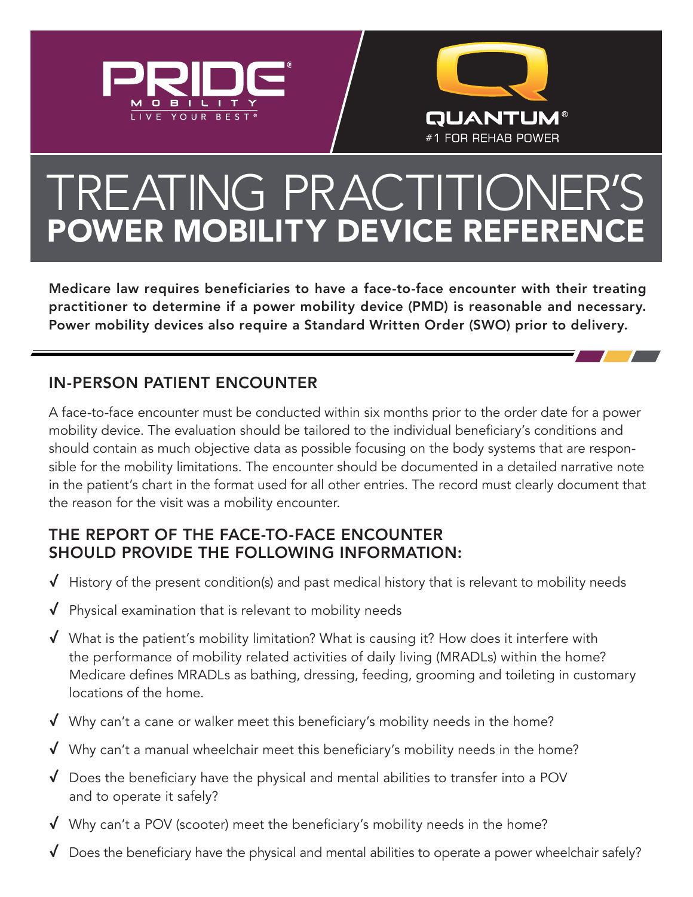PRIDE® MOBILITY LIVE YOUR BEST®

QUANTUM® #1 FOR REHAB POWER

# TREATING PRACTITIONER'S POWER MOBILITY DEVICE REFERENCE

**Medicare law requires beneficiaries to have a face-to-face encounter with their treating practitioner to determine if a power mobility device (PMD) is reasonable and necessary. Power mobility devices also require a Standard Written Order (SWO) prior to delivery.**

## IN-PERSON PATIENT ENCOUNTER

A face-to-face encounter must be conducted within six months prior to the order date for a power mobility device. The evaluation should be tailored to the individual beneficiary's conditions and should contain as much objective data as possible focusing on the body systems that are responsible for the mobility limitations. The encounter should be documented in a detailed narrative note in the patient's chart in the format used for all other entries. The record must clearly document that the reason for the visit was a mobility encounter.

## THE REPORT OF THE FACE-TO-FACE ENCOUNTER SHOULD PROVIDE THE FOLLOWING INFORMATION:

- ✓ History of the present condition(s) and past medical history that is relevant to mobility needs
- ✓ Physical examination that is relevant to mobility needs
- ✓ What is the patient's mobility limitation? What is causing it? How does it interfere with the performance of mobility related activities of daily living (MRADLs) within the home? Medicare defines MRADLs as bathing, dressing, feeding, grooming and toileting in customary locations of the home.
- ✓ Why can't a cane or walker meet this beneficiary's mobility needs in the home?
- ✓ Why can't a manual wheelchair meet this beneficiary's mobility needs in the home?
- ✓ Does the beneficiary have the physical and mental abilities to transfer into a POV and to operate it safely?
- ✓ Why can't a POV (scooter) meet the beneficiary's mobility needs in the home?
- ✓ Does the beneficiary have the physical and mental abilities to operate a power wheelchair safely?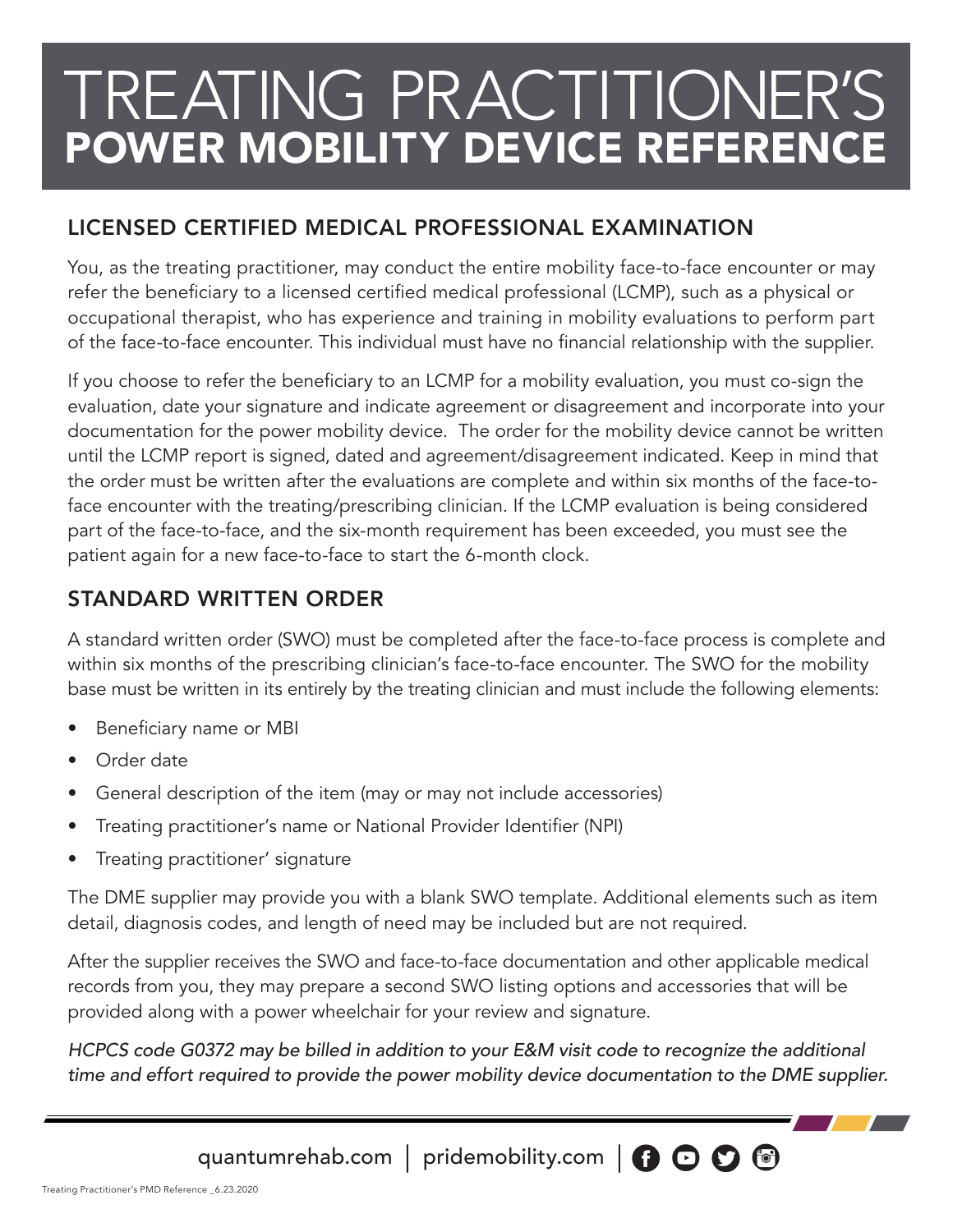# TREATING PRACTITIONER'S POWER MOBILITY DEVICE REFERENCE

## LICENSED CERTIFIED MEDICAL PROFESSIONAL EXAMINATION

You, as the treating practitioner, may conduct the entire mobility face-to-face encounter or may refer the beneficiary to a licensed certified medical professional (LCMP), such as a physical or occupational therapist, who has experience and training in mobility evaluations to perform part of the face-to-face encounter. This individual must have no financial relationship with the supplier.

If you choose to refer the beneficiary to an LCMP for a mobility evaluation, you must co-sign the evaluation, date your signature and indicate agreement or disagreement and incorporate into your documentation for the power mobility device. The order for the mobility device cannot be written until the LCMP report is signed, dated and agreement/disagreement indicated. Keep in mind that the order must be written after the evaluations are complete and within six months of the face-to-face encounter with the treating/prescribing clinician. If the LCMP evaluation is being considered part of the face-to-face, and the six-month requirement has been exceeded, you must see the patient again for a new face-to-face to start the 6-month clock.

## STANDARD WRITTEN ORDER

A standard written order (SWO) must be completed after the face-to-face process is complete and within six months of the prescribing clinician's face-to-face encounter. The SWO for the mobility base must be written in its entirely by the treating clinician and must include the following elements:

- Beneficiary name or MBI
- Order date
- General description of the item (may or may not include accessories)
- Treating practitioner's name or National Provider Identifier (NPI)
- Treating practitioner' signature

The DME supplier may provide you with a blank SWO template. Additional elements such as item detail, diagnosis codes, and length of need may be included but are not required.

After the supplier receives the SWO and face-to-face documentation and other applicable medical records from you, they may prepare a second SWO listing options and accessories that will be provided along with a power wheelchair for your review and signature.

*HCPCS code G0372 may be billed in addition to your E&M visit code to recognize the additional time and effort required to provide the power mobility device documentation to the DME supplier.*

quantumrehab.com | pridemobility.com

Treating Practitioner's PMD Reference _6.23.2020